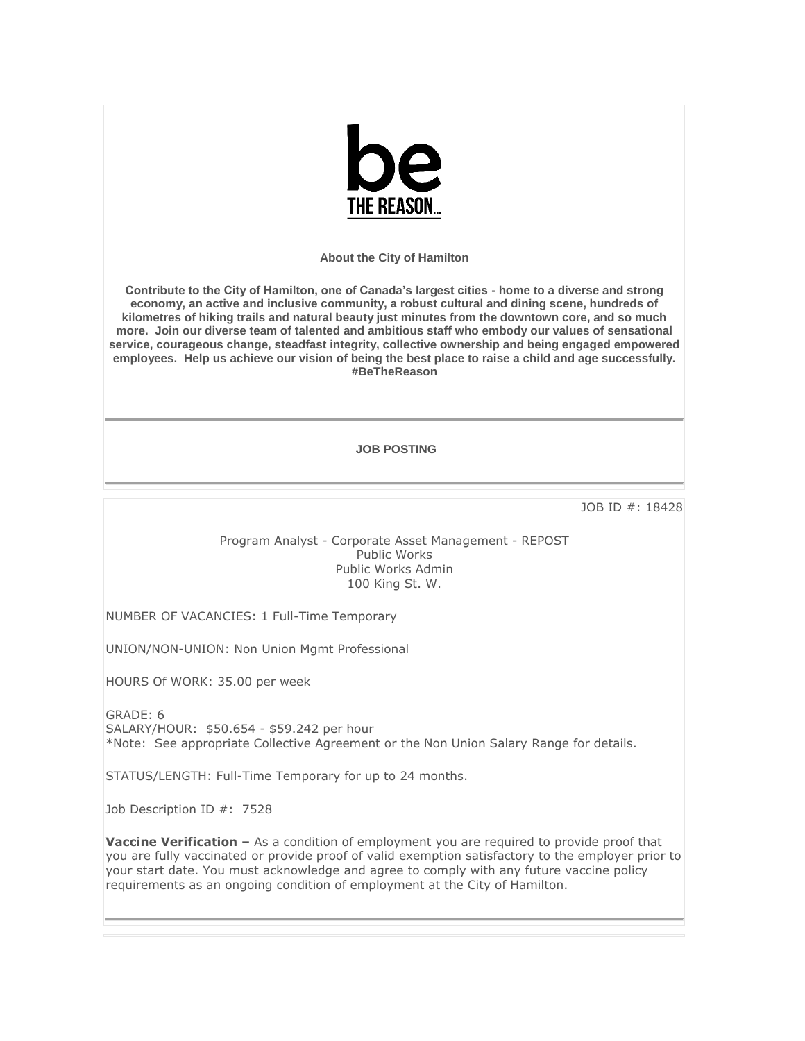be

THE REASON...

**About the City of Hamilton**

**Contribute to the City of Hamilton, one of Canada's largest cities - home to a diverse and strong economy, an active and inclusive community, a robust cultural and dining scene, hundreds of kilometres of hiking trails and natural beauty just minutes from the downtown core, and so much more. Join our diverse team of talented and ambitious staff who embody our values of sensational service, courageous change, steadfast integrity, collective ownership and being engaged empowered employees. Help us achieve our vision of being the best place to raise a child and age successfully. #BeTheReason**

**JOB POSTING**

JOB ID #: 18428

Program Analyst - Corporate Asset Management - REPOST
Public Works
Public Works Admin
100 King St. W.

NUMBER OF VACANCIES: 1 Full-Time Temporary

UNION/NON-UNION: Non Union Mgmt Professional

HOURS Of WORK: 35.00 per week

GRADE: 6
SALARY/HOUR: $50.654 - $59.242 per hour
*Note: See appropriate Collective Agreement or the Non Union Salary Range for details.

STATUS/LENGTH: Full-Time Temporary for up to 24 months.

Job Description ID #: 7528

**Vaccine Verification –** As a condition of employment you are required to provide proof that you are fully vaccinated or provide proof of valid exemption satisfactory to the employer prior to your start date. You must acknowledge and agree to comply with any future vaccine policy requirements as an ongoing condition of employment at the City of Hamilton.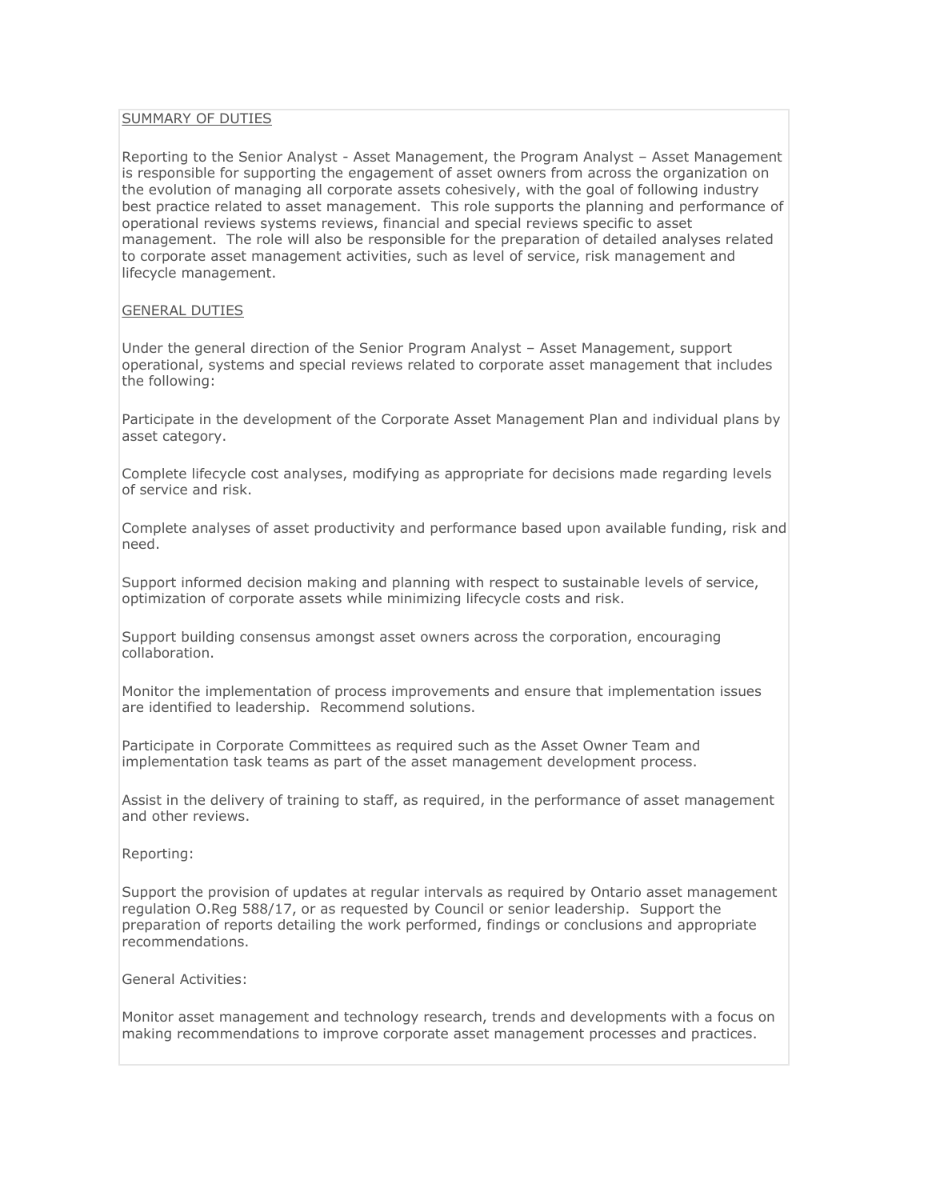<u>SUMMARY OF DUTIES</u>

Reporting to the Senior Analyst - Asset Management, the Program Analyst – Asset Management is responsible for supporting the engagement of asset owners from across the organization on the evolution of managing all corporate assets cohesively, with the goal of following industry best practice related to asset management. This role supports the planning and performance of operational reviews systems reviews, financial and special reviews specific to asset management. The role will also be responsible for the preparation of detailed analyses related to corporate asset management activities, such as level of service, risk management and lifecycle management.

<u>GENERAL DUTIES</u>

Under the general direction of the Senior Program Analyst – Asset Management, support operational, systems and special reviews related to corporate asset management that includes the following:

Participate in the development of the Corporate Asset Management Plan and individual plans by asset category.

Complete lifecycle cost analyses, modifying as appropriate for decisions made regarding levels of service and risk.

Complete analyses of asset productivity and performance based upon available funding, risk and need.

Support informed decision making and planning with respect to sustainable levels of service, optimization of corporate assets while minimizing lifecycle costs and risk.

Support building consensus amongst asset owners across the corporation, encouraging collaboration.

Monitor the implementation of process improvements and ensure that implementation issues are identified to leadership. Recommend solutions.

Participate in Corporate Committees as required such as the Asset Owner Team and implementation task teams as part of the asset management development process.

Assist in the delivery of training to staff, as required, in the performance of asset management and other reviews.

Reporting:

Support the provision of updates at regular intervals as required by Ontario asset management regulation O.Reg 588/17, or as requested by Council or senior leadership. Support the preparation of reports detailing the work performed, findings or conclusions and appropriate recommendations.

General Activities:

Monitor asset management and technology research, trends and developments with a focus on making recommendations to improve corporate asset management processes and practices.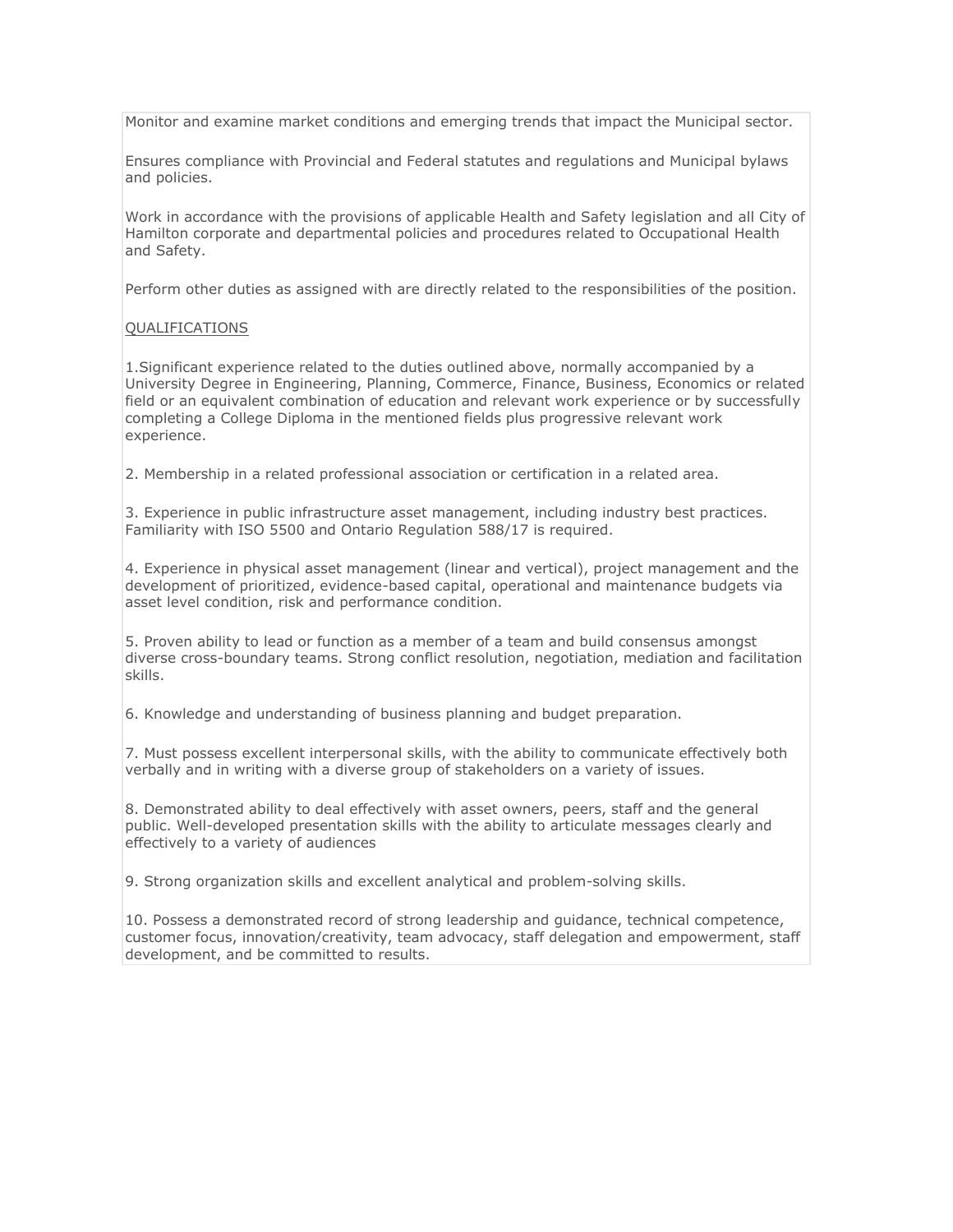Monitor and examine market conditions and emerging trends that impact the Municipal sector.

Ensures compliance with Provincial and Federal statutes and regulations and Municipal bylaws and policies.

Work in accordance with the provisions of applicable Health and Safety legislation and all City of Hamilton corporate and departmental policies and procedures related to Occupational Health and Safety.

Perform other duties as assigned with are directly related to the responsibilities of the position.

QUALIFICATIONS

1.Significant experience related to the duties outlined above, normally accompanied by a University Degree in Engineering, Planning, Commerce, Finance, Business, Economics or related field or an equivalent combination of education and relevant work experience or by successfully completing a College Diploma in the mentioned fields plus progressive relevant work experience.

2. Membership in a related professional association or certification in a related area.

3. Experience in public infrastructure asset management, including industry best practices. Familiarity with ISO 5500 and Ontario Regulation 588/17 is required.

4. Experience in physical asset management (linear and vertical), project management and the development of prioritized, evidence-based capital, operational and maintenance budgets via asset level condition, risk and performance condition.

5. Proven ability to lead or function as a member of a team and build consensus amongst diverse cross-boundary teams. Strong conflict resolution, negotiation, mediation and facilitation skills.

6. Knowledge and understanding of business planning and budget preparation.

7. Must possess excellent interpersonal skills, with the ability to communicate effectively both verbally and in writing with a diverse group of stakeholders on a variety of issues.

8. Demonstrated ability to deal effectively with asset owners, peers, staff and the general public. Well-developed presentation skills with the ability to articulate messages clearly and effectively to a variety of audiences

9. Strong organization skills and excellent analytical and problem-solving skills.

10. Possess a demonstrated record of strong leadership and guidance, technical competence, customer focus, innovation/creativity, team advocacy, staff delegation and empowerment, staff development, and be committed to results.